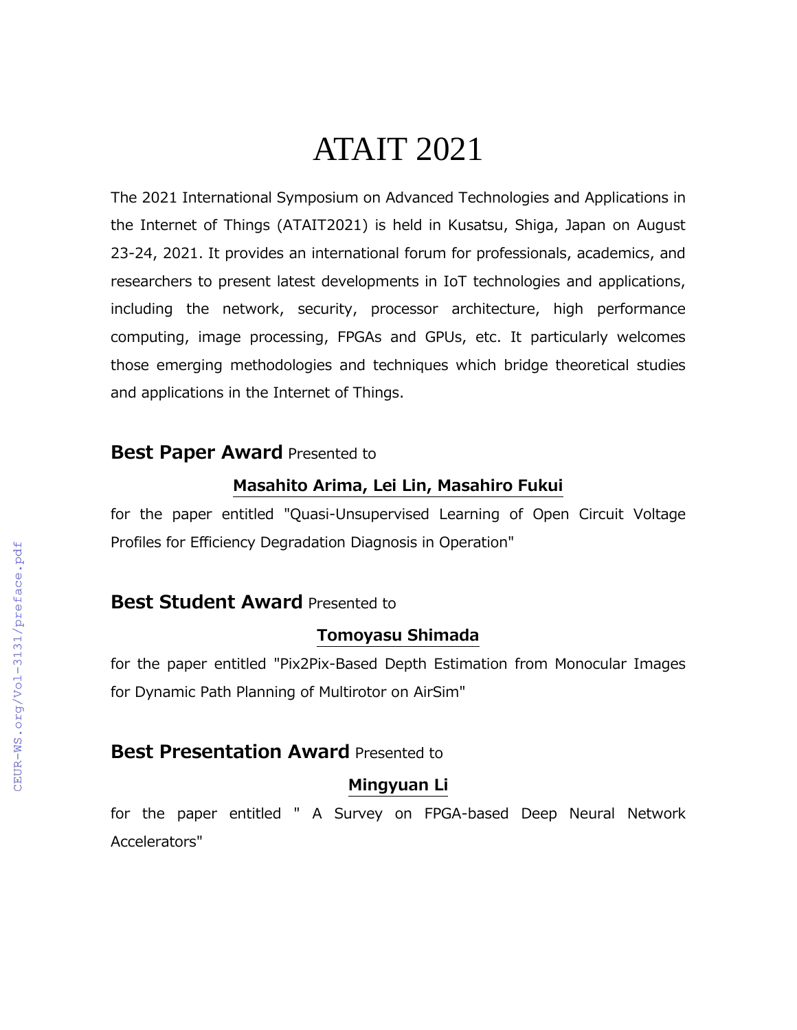# ATAIT 2021

The 2021 International Symposium on Advanced Technologies and Applications in the Internet of Things (ATAIT2021) is held in Kusatsu, Shiga, Japan on August 23-24, 2021. It provides an international forum for professionals, academics, and researchers to present latest developments in IoT technologies and applications, including the network, security, processor architecture, high performance computing, image processing, FPGAs and GPUs, etc. It particularly welcomes those emerging methodologies and techniques which bridge theoretical studies and applications in the Internet of Things.

**Best Paper Award** Presented to

**Masahito Arima, Lei Lin, Masahiro Fukui**

for the paper entitled "Quasi-Unsupervised Learning of Open Circuit Voltage Profiles for Efficiency Degradation Diagnosis in Operation"

**Best Student Award** Presented to

**Tomoyasu Shimada**

for the paper entitled "Pix2Pix-Based Depth Estimation from Monocular Images for Dynamic Path Planning of Multirotor on AirSim"

**Best Presentation Award** Presented to

**Mingyuan Li**

for the paper entitled " A Survey on FPGA-based Deep Neural Network Accelerators"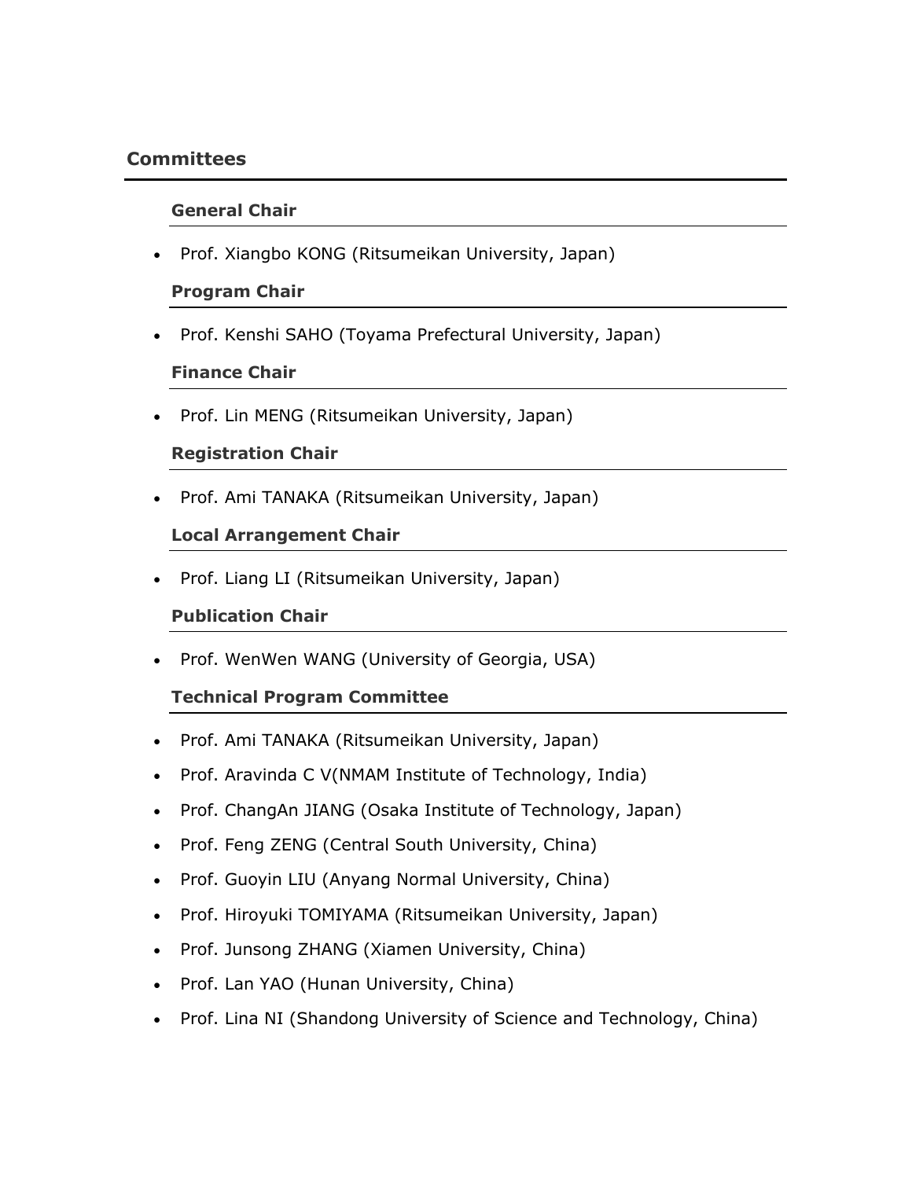## Committees

### General Chair

- Prof. Xiangbo KONG (Ritsumeikan University, Japan)

### Program Chair

- Prof. Kenshi SAHO (Toyama Prefectural University, Japan)

### Finance Chair

- Prof. Lin MENG (Ritsumeikan University, Japan)

### Registration Chair

- Prof. Ami TANAKA (Ritsumeikan University, Japan)

### Local Arrangement Chair

- Prof. Liang LI (Ritsumeikan University, Japan)

### Publication Chair

- Prof. WenWen WANG (University of Georgia, USA)

### Technical Program Committee

- Prof. Ami TANAKA (Ritsumeikan University, Japan)
- Prof. Aravinda C V(NMAM Institute of Technology, India)
- Prof. ChangAn JIANG (Osaka Institute of Technology, Japan)
- Prof. Feng ZENG (Central South University, China)
- Prof. Guoyin LIU (Anyang Normal University, China)
- Prof. Hiroyuki TOMIYAMA (Ritsumeikan University, Japan)
- Prof. Junsong ZHANG (Xiamen University, China)
- Prof. Lan YAO (Hunan University, China)
- Prof. Lina NI (Shandong University of Science and Technology, China)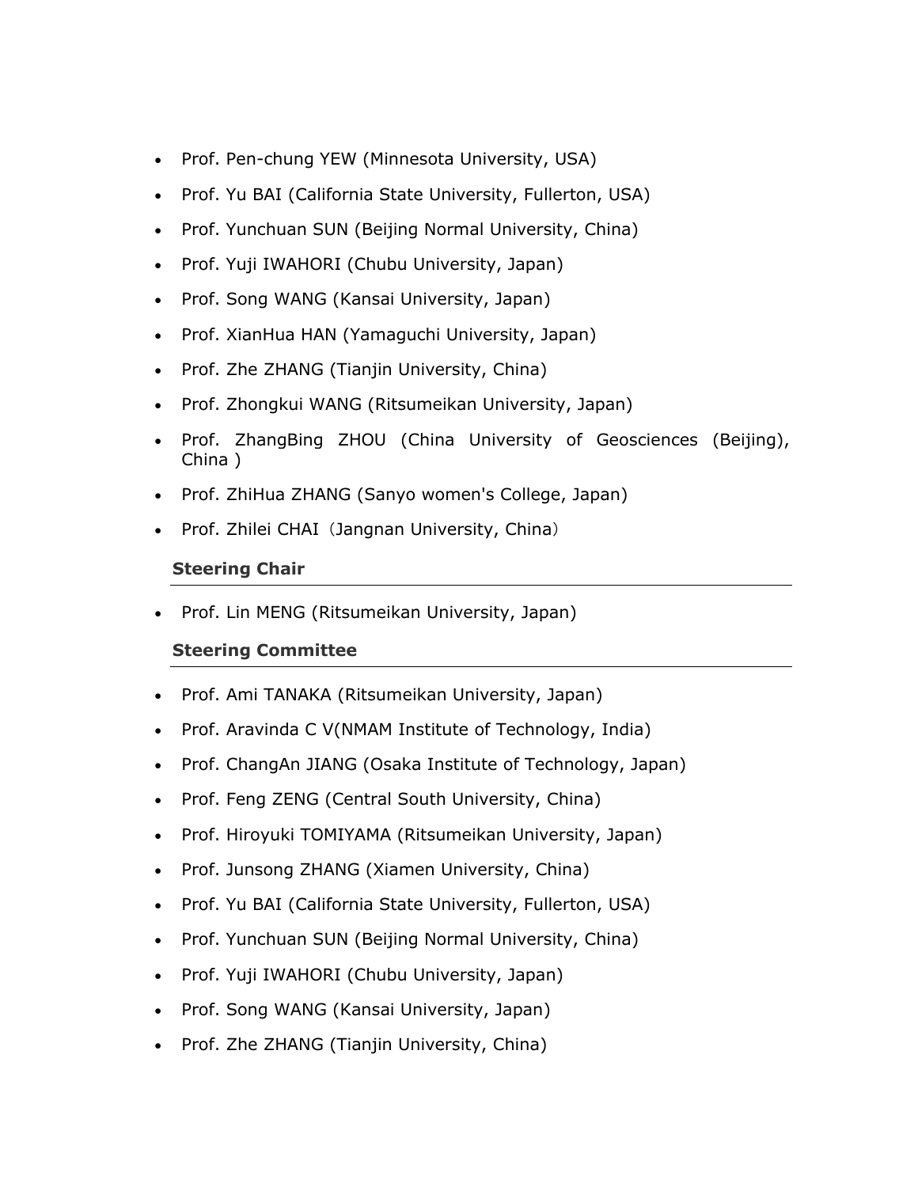- Prof. Pen-chung YEW (Minnesota University, USA)
- Prof. Yu BAI (California State University, Fullerton, USA)
- Prof. Yunchuan SUN (Beijing Normal University, China)
- Prof. Yuji IWAHORI (Chubu University, Japan)
- Prof. Song WANG (Kansai University, Japan)
- Prof. XianHua HAN (Yamaguchi University, Japan)
- Prof. Zhe ZHANG (Tianjin University, China)
- Prof. Zhongkui WANG (Ritsumeikan University, Japan)
- Prof. ZhangBing ZHOU (China University of Geosciences (Beijing), China )
- Prof. ZhiHua ZHANG (Sanyo women's College, Japan)
- Prof. Zhilei CHAI（Jangnan University, China）

### Steering Chair

- Prof. Lin MENG (Ritsumeikan University, Japan)

### Steering Committee

- Prof. Ami TANAKA (Ritsumeikan University, Japan)
- Prof. Aravinda C V(NMAM Institute of Technology, India)
- Prof. ChangAn JIANG (Osaka Institute of Technology, Japan)
- Prof. Feng ZENG (Central South University, China)
- Prof. Hiroyuki TOMIYAMA (Ritsumeikan University, Japan)
- Prof. Junsong ZHANG (Xiamen University, China)
- Prof. Yu BAI (California State University, Fullerton, USA)
- Prof. Yunchuan SUN (Beijing Normal University, China)
- Prof. Yuji IWAHORI (Chubu University, Japan)
- Prof. Song WANG (Kansai University, Japan)
- Prof. Zhe ZHANG (Tianjin University, China)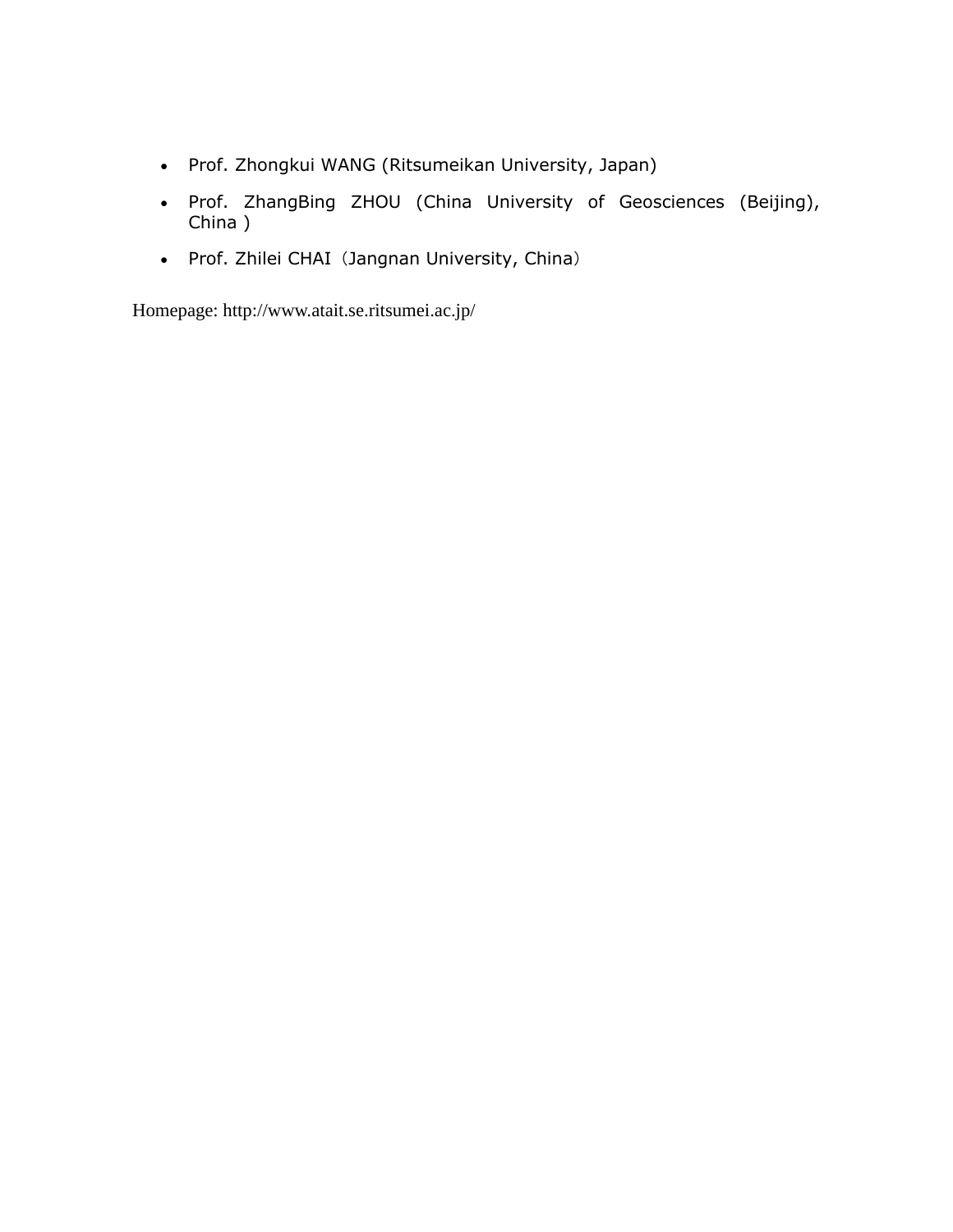- Prof. Zhongkui WANG (Ritsumeikan University, Japan)
- Prof. ZhangBing ZHOU (China University of Geosciences (Beijing), China )
- Prof. Zhilei CHAI（Jangnan University, China）

Homepage: http://www.atait.se.ritsumei.ac.jp/